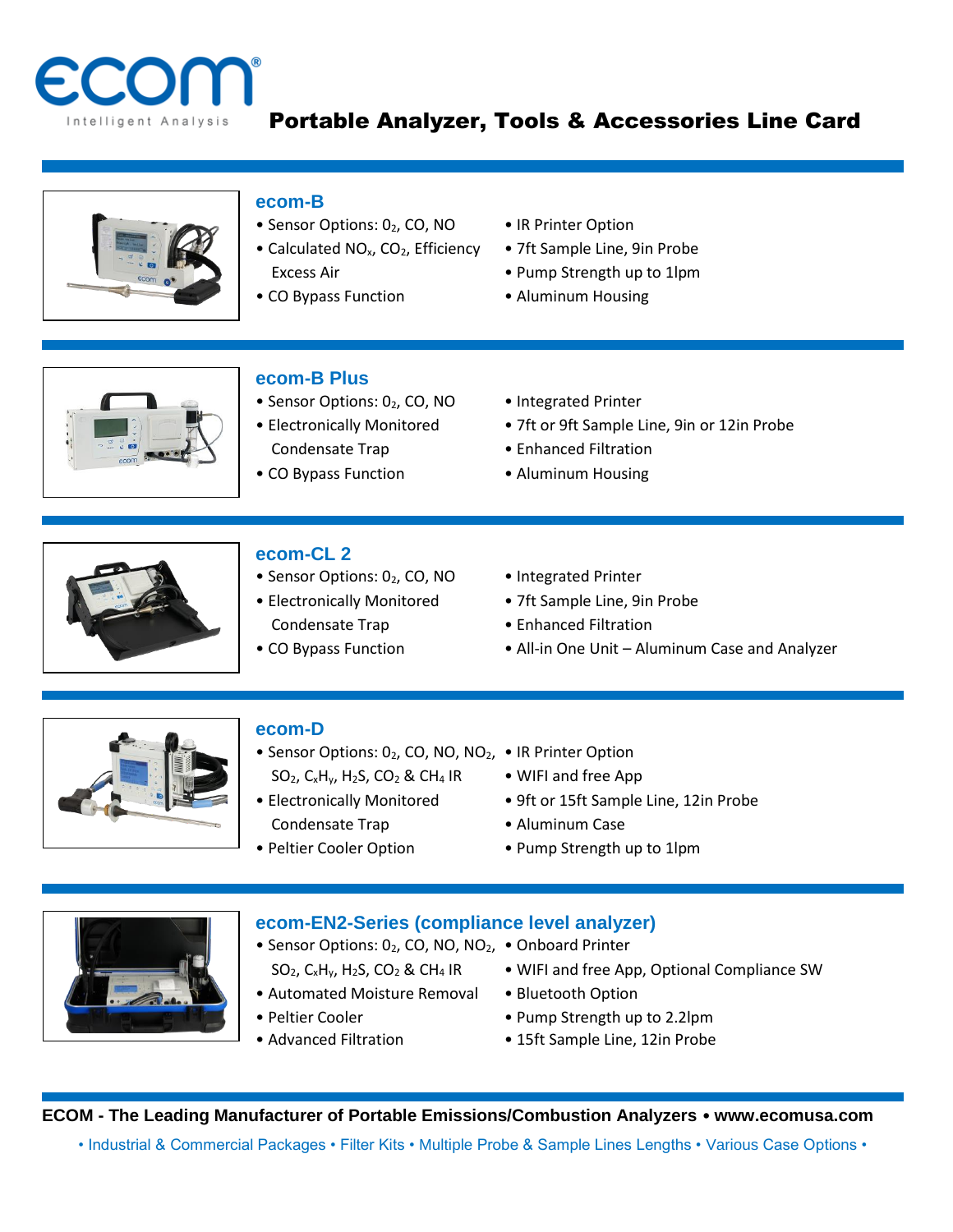ecom®

Intelligent Analysis

# Portable Analyzer, Tools & Accessories Line Card

## ecom-B

- Sensor Options: $0_2$, CO, NO
- Calculated $NO_x$, $CO_2$, Efficiency Excess Air
- CO Bypass Function
- IR Printer Option
- 7ft Sample Line, 9in Probe
- Pump Strength up to 1lpm
- Aluminum Housing

## ecom-B Plus

- Sensor Options: $0_2$, CO, NO
- Electronically Monitored Condensate Trap
- CO Bypass Function
- Integrated Printer
- 7ft or 9ft Sample Line, 9in or 12in Probe
- Enhanced Filtration
- Aluminum Housing

## ecom-CL 2

- Sensor Options: $0_2$, CO, NO
- Electronically Monitored Condensate Trap
- CO Bypass Function
- Integrated Printer
- 7ft Sample Line, 9in Probe
- Enhanced Filtration
- All-in One Unit – Aluminum Case and Analyzer

## ecom-D

- Sensor Options: $0_2$, CO, NO, $NO_2$, $SO_2$, $C_xH_y$, $H_2S$, $CO_2$ & $CH_4$ IR
- Electronically Monitored Condensate Trap
- Peltier Cooler Option
- IR Printer Option
- WIFI and free App
- 9ft or 15ft Sample Line, 12in Probe
- Aluminum Case
- Pump Strength up to 1lpm

## ecom-EN2-Series (compliance level analyzer)

- Sensor Options: $0_2$, CO, NO, $NO_2$, $SO_2$, $C_xH_y$, $H_2S$, $CO_2$ & $CH_4$ IR
- Automated Moisture Removal
- Peltier Cooler
- Advanced Filtration
- Onboard Printer
- WIFI and free App, Optional Compliance SW
- Bluetooth Option
- Pump Strength up to 2.2lpm
- 15ft Sample Line, 12in Probe

**ECOM - The Leading Manufacturer of Portable Emissions/Combustion Analyzers • www.ecomusa.com**

• Industrial & Commercial Packages • Filter Kits • Multiple Probe & Sample Lines Lengths • Various Case Options •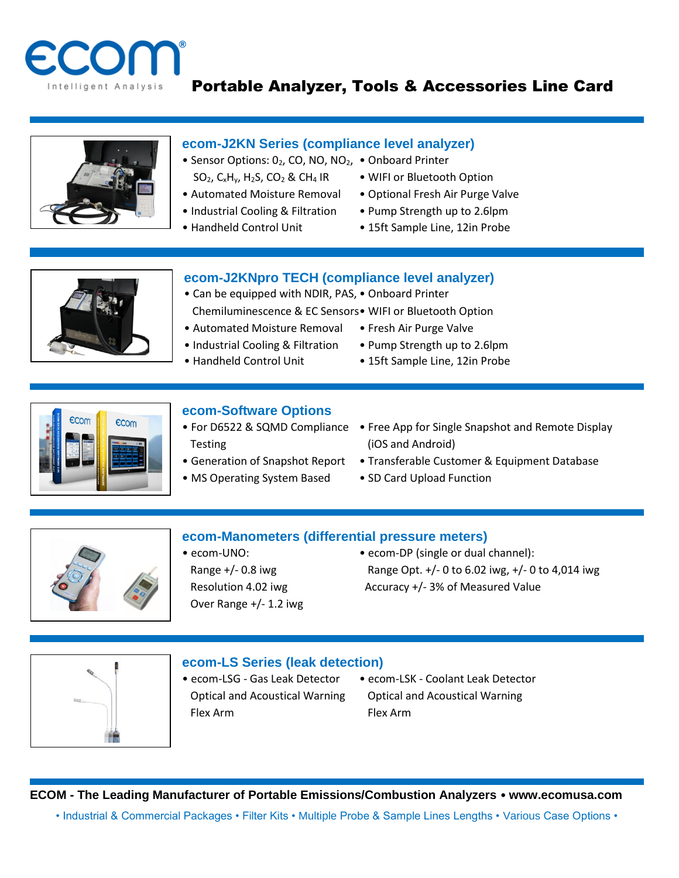# Portable Analyzer, Tools & Accessories Line Card

ecom Intelligent Analysis

## ecom-J2KN Series (compliance level analyzer)

- Sensor Options: $O_2$, CO, NO, $NO_2$, $SO_2$, $C_xH_y$, $H_2S$, $CO_2$ & $CH_4$ IR
- Automated Moisture Removal
- Industrial Cooling & Filtration
- Handheld Control Unit
- Onboard Printer
- WIFI or Bluetooth Option
- Optional Fresh Air Purge Valve
- Pump Strength up to 2.6lpm
- 15ft Sample Line, 12in Probe

## ecom-J2KNpro TECH (compliance level analyzer)

- Can be equipped with NDIR, PAS, Chemiluminescence & EC Sensors
- Automated Moisture Removal
- Industrial Cooling & Filtration
- Handheld Control Unit
- Onboard Printer
- WIFI or Bluetooth Option
- Fresh Air Purge Valve
- Pump Strength up to 2.6lpm
- 15ft Sample Line, 12in Probe

## ecom-Software Options

- For D6522 & SQMD Compliance Testing
- Generation of Snapshot Report
- MS Operating System Based
- Free App for Single Snapshot and Remote Display (iOS and Android)
- Transferable Customer & Equipment Database
- SD Card Upload Function

## ecom-Manometers (differential pressure meters)

- ecom-UNO:
  Range +/- 0.8 iwg
  Resolution 4.02 iwg
  Over Range +/- 1.2 iwg
- ecom-DP (single or dual channel):
  Range Opt. +/- 0 to 6.02 iwg, +/- 0 to 4,014 iwg
  Accuracy +/- 3% of Measured Value

## ecom-LS Series (leak detection)

- ecom-LSG - Gas Leak Detector
  Optical and Acoustical Warning
  Flex Arm
- ecom-LSK - Coolant Leak Detector
  Optical and Acoustical Warning
  Flex Arm

**ECOM - The Leading Manufacturer of Portable Emissions/Combustion Analyzers • www.ecomusa.com**

• Industrial & Commercial Packages • Filter Kits • Multiple Probe & Sample Lines Lengths • Various Case Options •